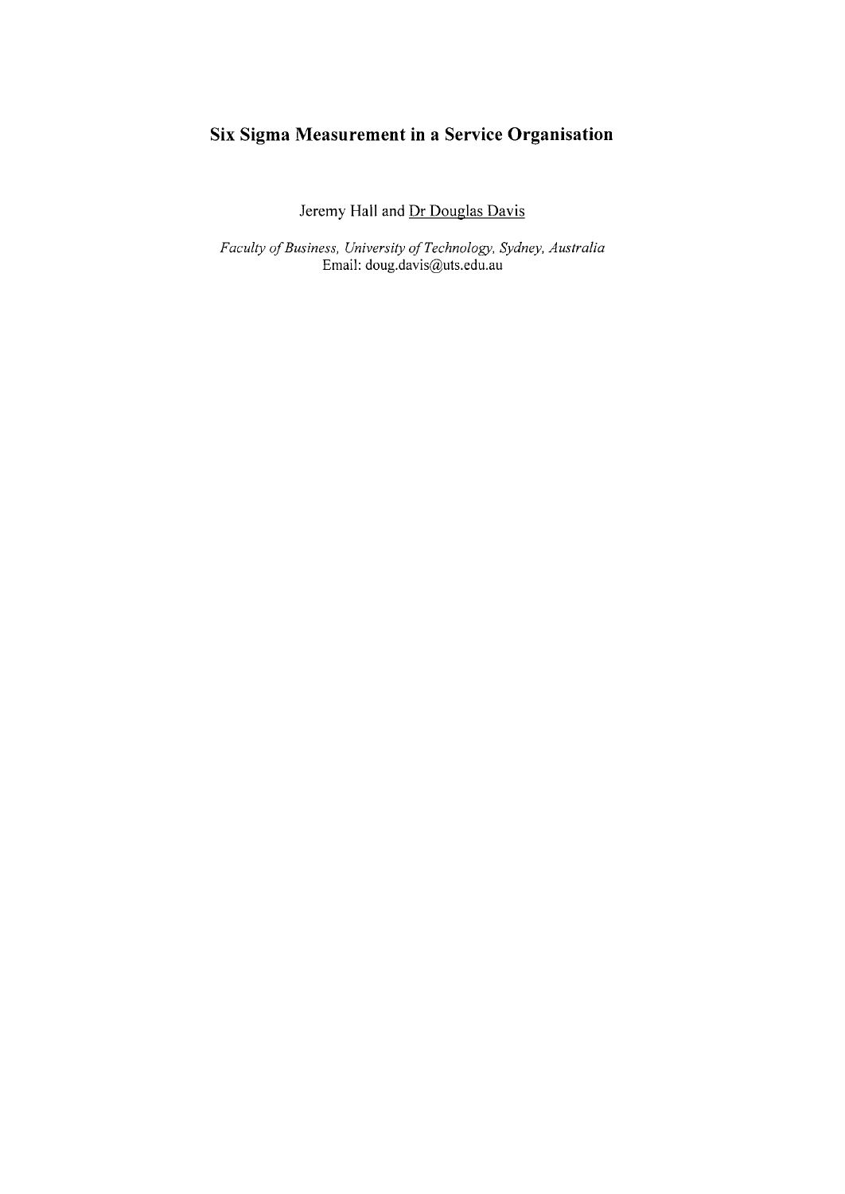# Six Sigma Measurement in a Service Organisation

Jeremy Hall and Dr Douglas Davis

*Faculty of Business, University of Technology, Sydney, Australia*
Email: doug.davis@uts.edu.au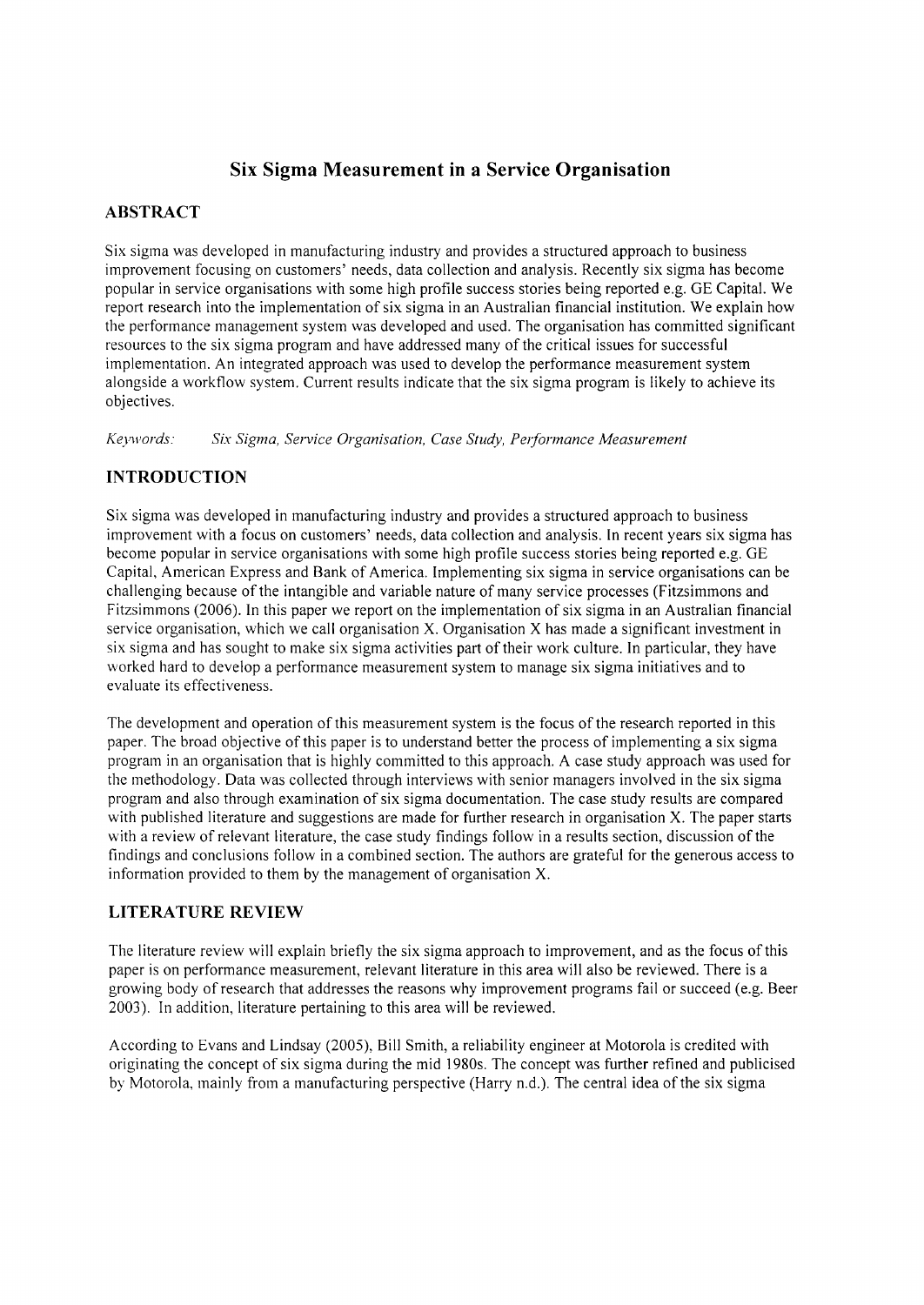# Six Sigma Measurement in a Service Organisation

## ABSTRACT

Six sigma was developed in manufacturing industry and provides a structured approach to business improvement focusing on customers' needs, data collection and analysis. Recently six sigma has become popular in service organisations with some high profile success stories being reported e.g. GE Capital. We report research into the implementation of six sigma in an Australian financial institution. We explain how the performance management system was developed and used. The organisation has committed significant resources to the six sigma program and have addressed many of the critical issues for successful implementation. An integrated approach was used to develop the performance measurement system alongside a workflow system. Current results indicate that the six sigma program is likely to achieve its objectives.

*Keywords: Six Sigma, Service Organisation, Case Study, Performance Measurement*

## INTRODUCTION

Six sigma was developed in manufacturing industry and provides a structured approach to business improvement with a focus on customers' needs, data collection and analysis. In recent years six sigma has become popular in service organisations with some high profile success stories being reported e.g. GE Capital, American Express and Bank of America. Implementing six sigma in service organisations can be challenging because of the intangible and variable nature of many service processes (Fitzsimmons and Fitzsimmons (2006). In this paper we report on the implementation of six sigma in an Australian financial service organisation, which we call organisation X. Organisation X has made a significant investment in six sigma and has sought to make six sigma activities part of their work culture. In particular, they have worked hard to develop a performance measurement system to manage six sigma initiatives and to evaluate its effectiveness.

The development and operation of this measurement system is the focus of the research reported in this paper. The broad objective of this paper is to understand better the process of implementing a six sigma program in an organisation that is highly committed to this approach. A case study approach was used for the methodology. Data was collected through interviews with senior managers involved in the six sigma program and also through examination of six sigma documentation. The case study results are compared with published literature and suggestions are made for further research in organisation X. The paper starts with a review of relevant literature, the case study findings follow in a results section, discussion of the findings and conclusions follow in a combined section. The authors are grateful for the generous access to information provided to them by the management of organisation X.

## LITERATURE REVIEW

The literature review will explain briefly the six sigma approach to improvement, and as the focus of this paper is on performance measurement, relevant literature in this area will also be reviewed. There is a growing body of research that addresses the reasons why improvement programs fail or succeed (e.g. Beer 2003). In addition, literature pertaining to this area will be reviewed.

According to Evans and Lindsay (2005), Bill Smith, a reliability engineer at Motorola is credited with originating the concept of six sigma during the mid 1980s. The concept was further refined and publicised by Motorola, mainly from a manufacturing perspective (Harry n.d.). The central idea of the six sigma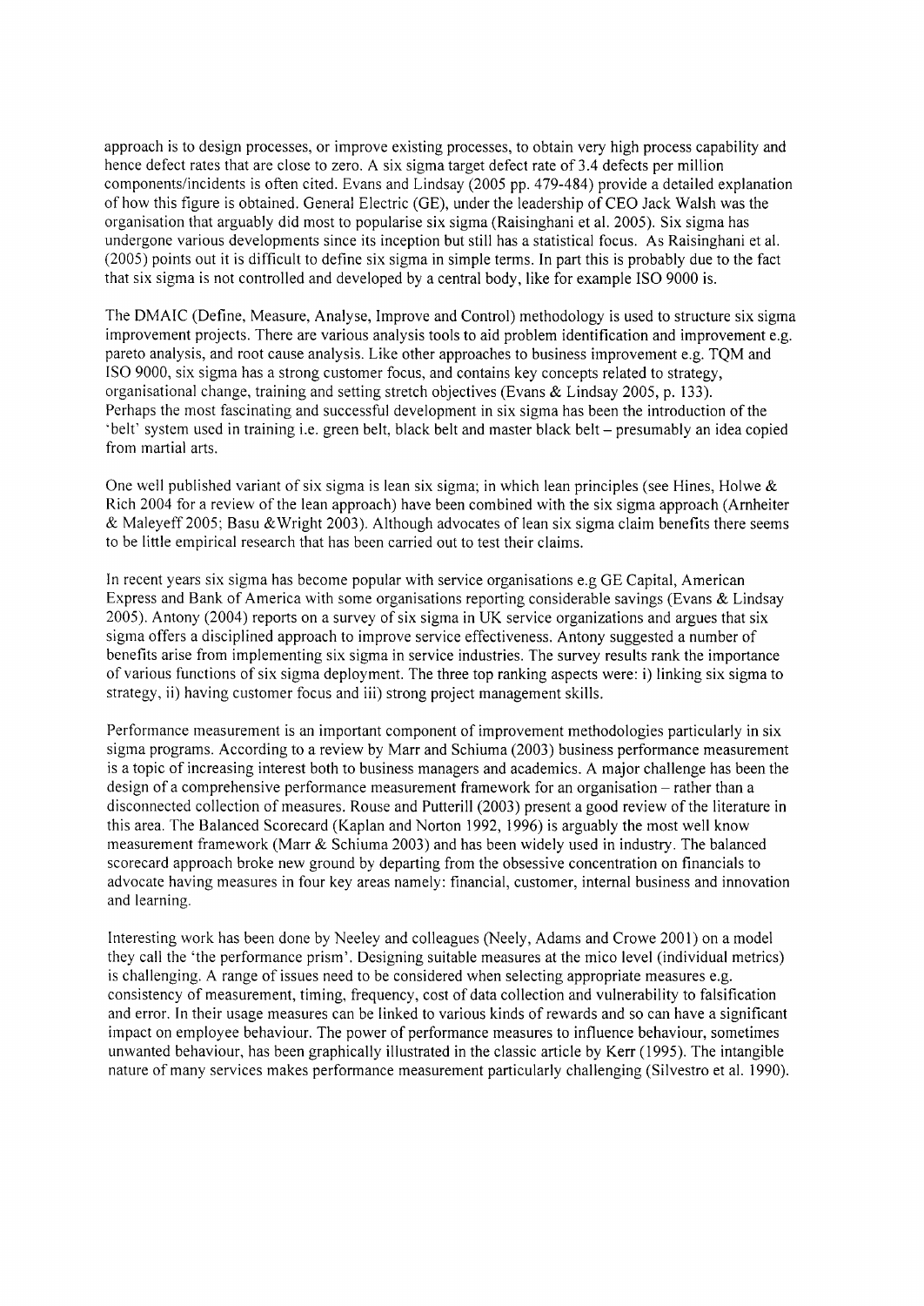approach is to design processes, or improve existing processes, to obtain very high process capability and hence defect rates that are close to zero. A six sigma target defect rate of 3.4 defects per million components/incidents is often cited. Evans and Lindsay (2005 pp. 479-484) provide a detailed explanation of how this figure is obtained. General Electric (GE), under the leadership of CEO Jack Walsh was the organisation that arguably did most to popularise six sigma (Raisinghani et al. 2005). Six sigma has undergone various developments since its inception but still has a statistical focus. As Raisinghani et al. (2005) points out it is difficult to define six sigma in simple terms. In part this is probably due to the fact that six sigma is not controlled and developed by a central body, like for example ISO 9000 is.

The DMAIC (Define, Measure, Analyse, Improve and Control) methodology is used to structure six sigma improvement projects. There are various analysis tools to aid problem identification and improvement e.g. pareto analysis, and root cause analysis. Like other approaches to business improvement e.g. TQM and ISO 9000, six sigma has a strong customer focus, and contains key concepts related to strategy, organisational change, training and setting stretch objectives (Evans & Lindsay 2005, p. 133). Perhaps the most fascinating and successful development in six sigma has been the introduction of the 'belt' system used in training i.e. green belt, black belt and master black belt – presumably an idea copied from martial arts.

One well published variant of six sigma is lean six sigma; in which lean principles (see Hines, Holwe & Rich 2004 for a review of the lean approach) have been combined with the six sigma approach (Arnheiter & Maleyeff 2005; Basu &Wright 2003). Although advocates of lean six sigma claim benefits there seems to be little empirical research that has been carried out to test their claims.

In recent years six sigma has become popular with service organisations e.g GE Capital, American Express and Bank of America with some organisations reporting considerable savings (Evans & Lindsay 2005). Antony (2004) reports on a survey of six sigma in UK service organizations and argues that six sigma offers a disciplined approach to improve service effectiveness. Antony suggested a number of benefits arise from implementing six sigma in service industries. The survey results rank the importance of various functions of six sigma deployment. The three top ranking aspects were: i) linking six sigma to strategy, ii) having customer focus and iii) strong project management skills.

Performance measurement is an important component of improvement methodologies particularly in six sigma programs. According to a review by Marr and Schiuma (2003) business performance measurement is a topic of increasing interest both to business managers and academics. A major challenge has been the design of a comprehensive performance measurement framework for an organisation – rather than a disconnected collection of measures. Rouse and Putterill (2003) present a good review of the literature in this area. The Balanced Scorecard (Kaplan and Norton 1992, 1996) is arguably the most well know measurement framework (Marr & Schiuma 2003) and has been widely used in industry. The balanced scorecard approach broke new ground by departing from the obsessive concentration on financials to advocate having measures in four key areas namely: financial, customer, internal business and innovation and learning.

Interesting work has been done by Neeley and colleagues (Neely, Adams and Crowe 2001) on a model they call the 'the performance prism'. Designing suitable measures at the mico level (individual metrics) is challenging. A range of issues need to be considered when selecting appropriate measures e.g. consistency of measurement, timing, frequency, cost of data collection and vulnerability to falsification and error. In their usage measures can be linked to various kinds of rewards and so can have a significant impact on employee behaviour. The power of performance measures to influence behaviour, sometimes unwanted behaviour, has been graphically illustrated in the classic article by Kerr (1995). The intangible nature of many services makes performance measurement particularly challenging (Silvestro et al. 1990).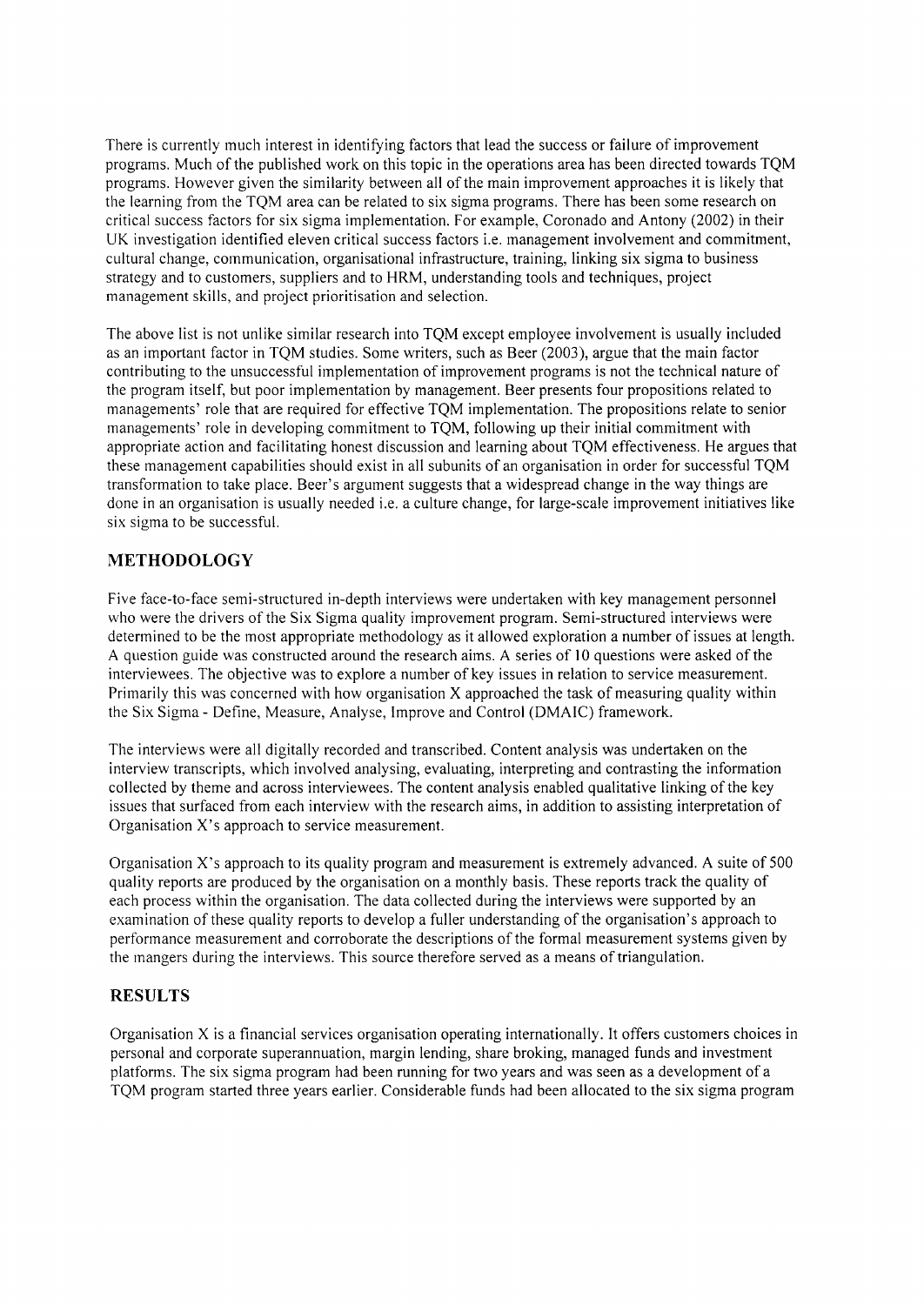There is currently much interest in identifying factors that lead the success or failure of improvement programs. Much of the published work on this topic in the operations area has been directed towards TQM programs. However given the similarity between all of the main improvement approaches it is likely that the learning from the TQM area can be related to six sigma programs. There has been some research on critical success factors for six sigma implementation. For example, Coronado and Antony (2002) in their UK investigation identified eleven critical success factors i.e. management involvement and commitment, cultural change, communication, organisational infrastructure, training, linking six sigma to business strategy and to customers, suppliers and to HRM, understanding tools and techniques, project management skills, and project prioritisation and selection.

The above list is not unlike similar research into TQM except employee involvement is usually included as an important factor in TQM studies. Some writers, such as Beer (2003), argue that the main factor contributing to the unsuccessful implementation of improvement programs is not the technical nature of the program itself, but poor implementation by management. Beer presents four propositions related to managements' role that are required for effective TQM implementation. The propositions relate to senior managements' role in developing commitment to TQM, following up their initial commitment with appropriate action and facilitating honest discussion and learning about TQM effectiveness. He argues that these management capabilities should exist in all subunits of an organisation in order for successful TQM transformation to take place. Beer's argument suggests that a widespread change in the way things are done in an organisation is usually needed i.e. a culture change, for large-scale improvement initiatives like six sigma to be successful.

## METHODOLOGY

Five face-to-face semi-structured in-depth interviews were undertaken with key management personnel who were the drivers of the Six Sigma quality improvement program. Semi-structured interviews were determined to be the most appropriate methodology as it allowed exploration a number of issues at length. A question guide was constructed around the research aims. A series of 10 questions were asked of the interviewees. The objective was to explore a number of key issues in relation to service measurement. Primarily this was concerned with how organisation X approached the task of measuring quality within the Six Sigma - Define, Measure, Analyse, Improve and Control (DMAIC) framework.

The interviews were all digitally recorded and transcribed. Content analysis was undertaken on the interview transcripts, which involved analysing, evaluating, interpreting and contrasting the information collected by theme and across interviewees. The content analysis enabled qualitative linking of the key issues that surfaced from each interview with the research aims, in addition to assisting interpretation of Organisation X's approach to service measurement.

Organisation X's approach to its quality program and measurement is extremely advanced. A suite of 500 quality reports are produced by the organisation on a monthly basis. These reports track the quality of each process within the organisation. The data collected during the interviews were supported by an examination of these quality reports to develop a fuller understanding of the organisation's approach to performance measurement and corroborate the descriptions of the formal measurement systems given by the mangers during the interviews. This source therefore served as a means of triangulation.

## RESULTS

Organisation X is a financial services organisation operating internationally. It offers customers choices in personal and corporate superannuation, margin lending, share broking, managed funds and investment platforms. The six sigma program had been running for two years and was seen as a development of a TQM program started three years earlier. Considerable funds had been allocated to the six sigma program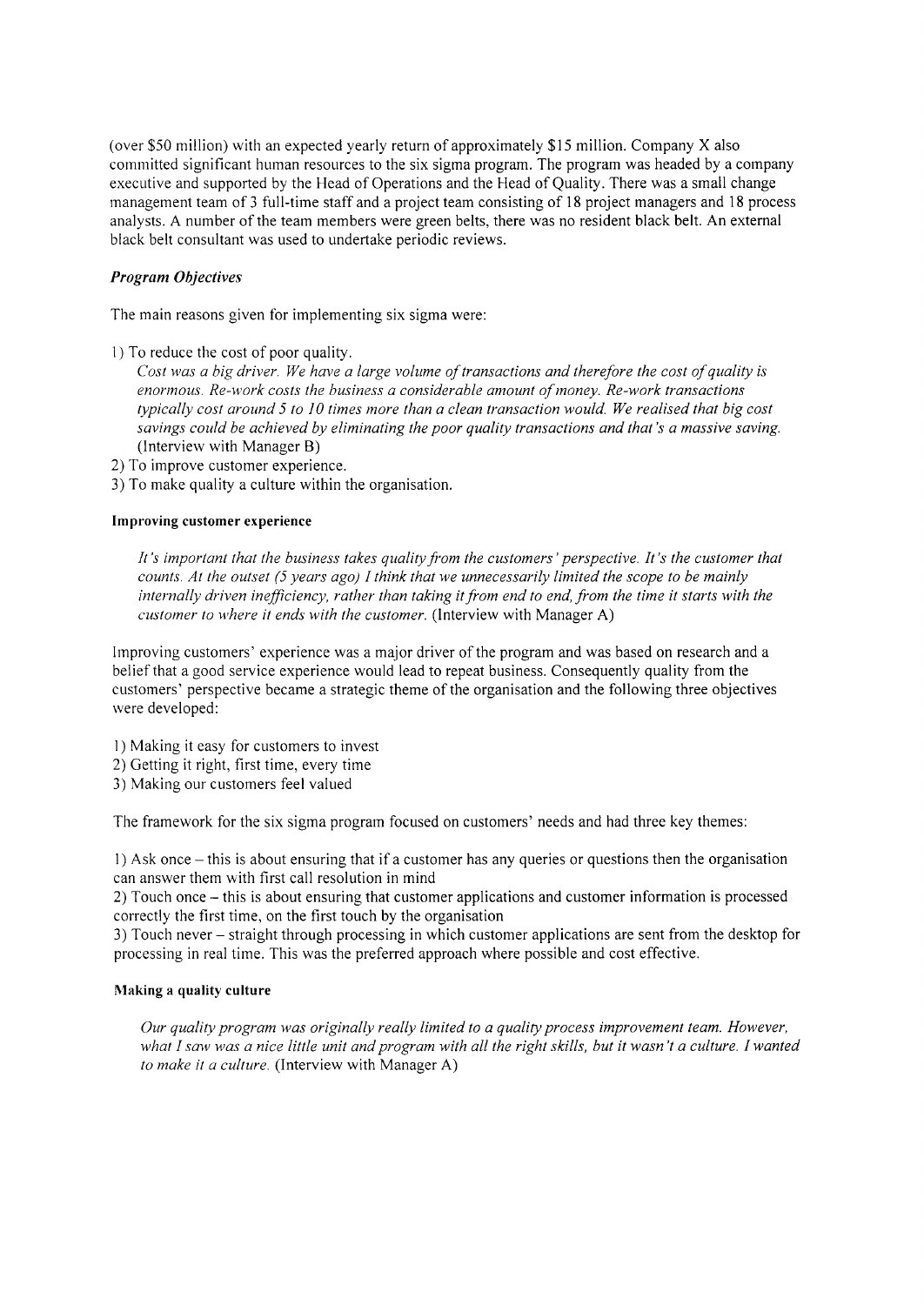(over $50 million) with an expected yearly return of approximately $15 million. Company X also committed significant human resources to the six sigma program. The program was headed by a company executive and supported by the Head of Operations and the Head of Quality. There was a small change management team of 3 full-time staff and a project team consisting of 18 project managers and 18 process analysts. A number of the team members were green belts, there was no resident black belt. An external black belt consultant was used to undertake periodic reviews.

### *Program Objectives*

The main reasons given for implementing six sigma were:

1) To reduce the cost of poor quality.

*Cost was a big driver. We have a large volume of transactions and therefore the cost of quality is enormous. Re-work costs the business a considerable amount of money. Re-work transactions typically cost around 5 to 10 times more than a clean transaction would. We realised that big cost savings could be achieved by eliminating the poor quality transactions and that's a massive saving.* (Interview with Manager B)

2) To improve customer experience.
3) To make quality a culture within the organisation.

#### Improving customer experience

> *It's important that the business takes quality from the customers' perspective. It's the customer that counts. At the outset (5 years ago) I think that we unnecessarily limited the scope to be mainly internally driven inefficiency, rather than taking it from end to end, from the time it starts with the customer to where it ends with the customer.* (Interview with Manager A)

Improving customers' experience was a major driver of the program and was based on research and a belief that a good service experience would lead to repeat business. Consequently quality from the customers' perspective became a strategic theme of the organisation and the following three objectives were developed:

1) Making it easy for customers to invest
2) Getting it right, first time, every time
3) Making our customers feel valued

The framework for the six sigma program focused on customers' needs and had three key themes:

1) Ask once – this is about ensuring that if a customer has any queries or questions then the organisation can answer them with first call resolution in mind
2) Touch once – this is about ensuring that customer applications and customer information is processed correctly the first time, on the first touch by the organisation
3) Touch never – straight through processing in which customer applications are sent from the desktop for processing in real time. This was the preferred approach where possible and cost effective.

#### Making a quality culture

> *Our quality program was originally really limited to a quality process improvement team. However, what I saw was a nice little unit and program with all the right skills, but it wasn't a culture. I wanted to make it a culture.* (Interview with Manager A)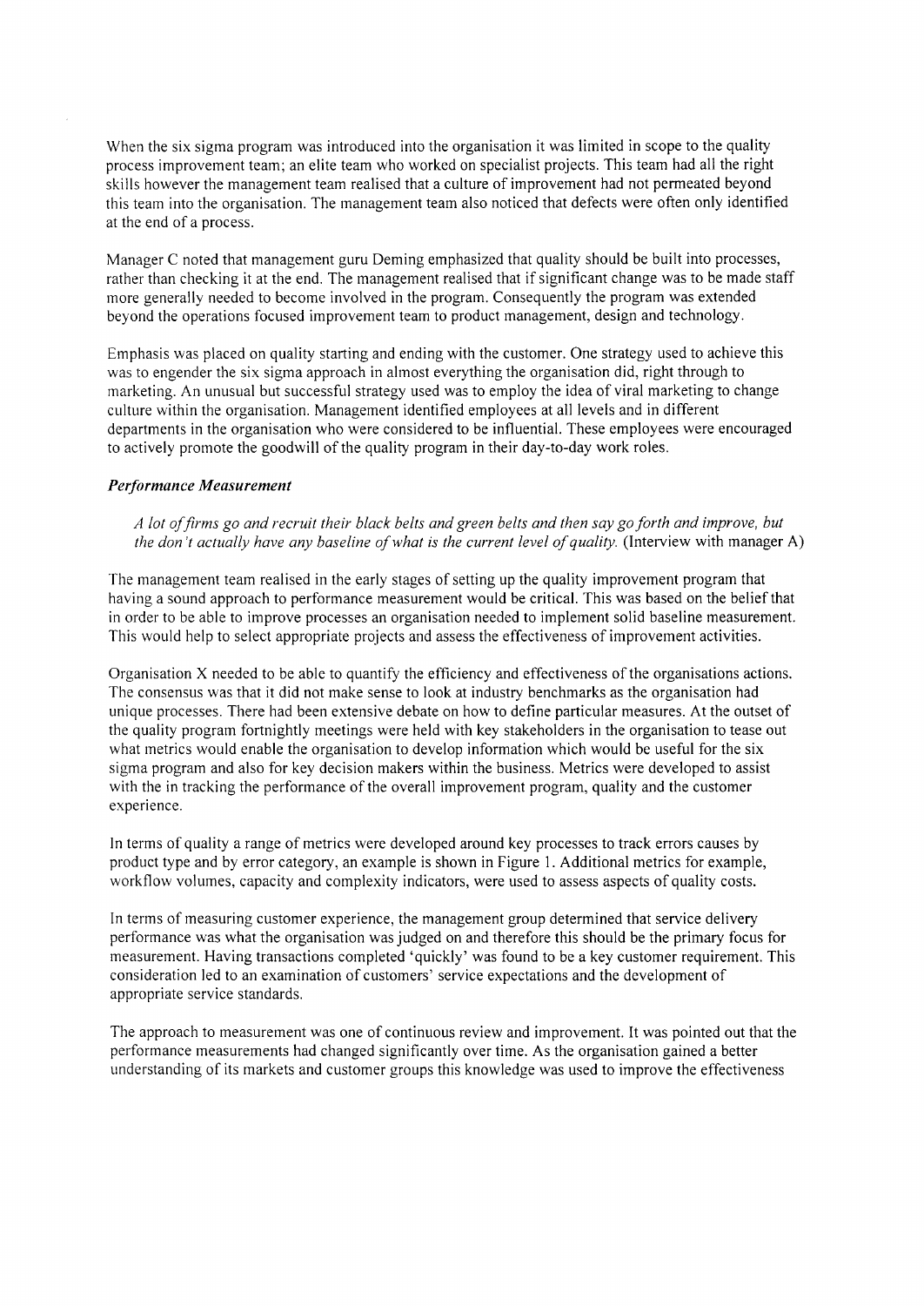When the six sigma program was introduced into the organisation it was limited in scope to the quality process improvement team; an elite team who worked on specialist projects. This team had all the right skills however the management team realised that a culture of improvement had not permeated beyond this team into the organisation. The management team also noticed that defects were often only identified at the end of a process.

Manager C noted that management guru Deming emphasized that quality should be built into processes, rather than checking it at the end. The management realised that if significant change was to be made staff more generally needed to become involved in the program. Consequently the program was extended beyond the operations focused improvement team to product management, design and technology.

Emphasis was placed on quality starting and ending with the customer. One strategy used to achieve this was to engender the six sigma approach in almost everything the organisation did, right through to marketing. An unusual but successful strategy used was to employ the idea of viral marketing to change culture within the organisation. Management identified employees at all levels and in different departments in the organisation who were considered to be influential. These employees were encouraged to actively promote the goodwill of the quality program in their day-to-day work roles.

### *Performance Measurement*

> *A lot of firms go and recruit their black belts and green belts and then say go forth and improve, but the don't actually have any baseline of what is the current level of quality.* (Interview with manager A)

The management team realised in the early stages of setting up the quality improvement program that having a sound approach to performance measurement would be critical. This was based on the belief that in order to be able to improve processes an organisation needed to implement solid baseline measurement. This would help to select appropriate projects and assess the effectiveness of improvement activities.

Organisation X needed to be able to quantify the efficiency and effectiveness of the organisations actions. The consensus was that it did not make sense to look at industry benchmarks as the organisation had unique processes. There had been extensive debate on how to define particular measures. At the outset of the quality program fortnightly meetings were held with key stakeholders in the organisation to tease out what metrics would enable the organisation to develop information which would be useful for the six sigma program and also for key decision makers within the business. Metrics were developed to assist with the in tracking the performance of the overall improvement program, quality and the customer experience.

In terms of quality a range of metrics were developed around key processes to track errors causes by product type and by error category, an example is shown in Figure 1. Additional metrics for example, workflow volumes, capacity and complexity indicators, were used to assess aspects of quality costs.

In terms of measuring customer experience, the management group determined that service delivery performance was what the organisation was judged on and therefore this should be the primary focus for measurement. Having transactions completed 'quickly' was found to be a key customer requirement. This consideration led to an examination of customers' service expectations and the development of appropriate service standards.

The approach to measurement was one of continuous review and improvement. It was pointed out that the performance measurements had changed significantly over time. As the organisation gained a better understanding of its markets and customer groups this knowledge was used to improve the effectiveness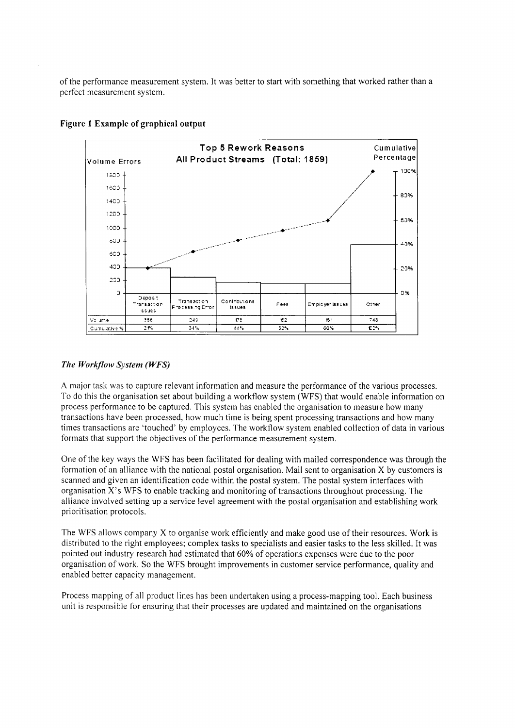of the performance measurement system. It was better to start with something that worked rather than a perfect measurement system.

**Figure 1 Example of graphical output**

**Top 5 Rework Reasons**
**All Product Streams (Total: 1859)**

| | Deposit Transaction Issues | Transaction Processing Error | Contributions Issues | Fees | Employer Issues | Other |
|---|---|---|---|---|---|---|
| Volume | 386 | 243 | 179 | 152 | 151 | 743 |
| Cumulative % | 21% | 34% | 44% | 52% | 60% | 100% |

### *The Workflow System (WFS)*

A major task was to capture relevant information and measure the performance of the various processes. To do this the organisation set about building a workflow system (WFS) that would enable information on process performance to be captured. This system has enabled the organisation to measure how many transactions have been processed, how much time is being spent processing transactions and how many times transactions are 'touched' by employees. The workflow system enabled collection of data in various formats that support the objectives of the performance measurement system.

One of the key ways the WFS has been facilitated for dealing with mailed correspondence was through the formation of an alliance with the national postal organisation. Mail sent to organisation X by customers is scanned and given an identification code within the postal system. The postal system interfaces with organisation X's WFS to enable tracking and monitoring of transactions throughout processing. The alliance involved setting up a service level agreement with the postal organisation and establishing work prioritisation protocols.

The WFS allows company X to organise work efficiently and make good use of their resources. Work is distributed to the right employees; complex tasks to specialists and easier tasks to the less skilled. It was pointed out industry research had estimated that 60% of operations expenses were due to the poor organisation of work. So the WFS brought improvements in customer service performance, quality and enabled better capacity management.

Process mapping of all product lines has been undertaken using a process-mapping tool. Each business unit is responsible for ensuring that their processes are updated and maintained on the organisations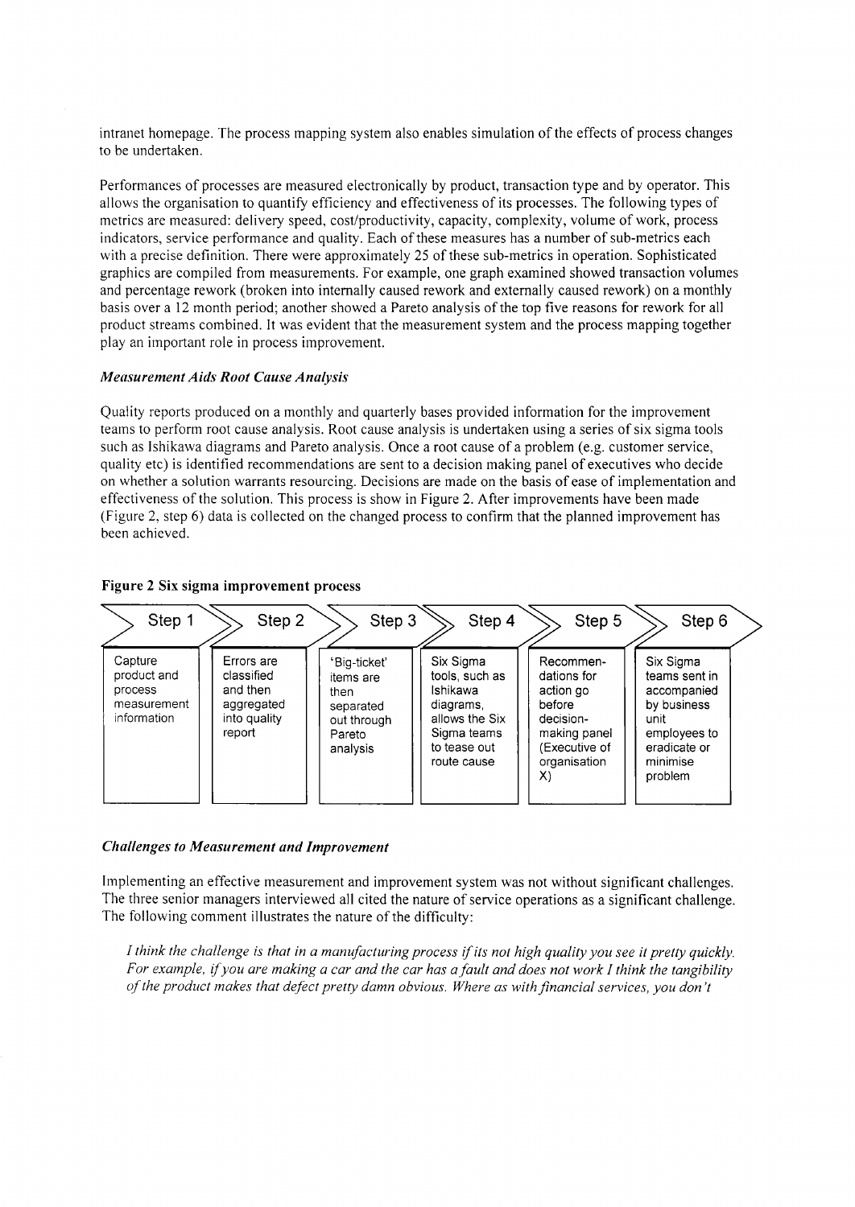intranet homepage. The process mapping system also enables simulation of the effects of process changes to be undertaken.

Performances of processes are measured electronically by product, transaction type and by operator. This allows the organisation to quantify efficiency and effectiveness of its processes. The following types of metrics are measured: delivery speed, cost/productivity, capacity, complexity, volume of work, process indicators, service performance and quality. Each of these measures has a number of sub-metrics each with a precise definition. There were approximately 25 of these sub-metrics in operation. Sophisticated graphics are compiled from measurements. For example, one graph examined showed transaction volumes and percentage rework (broken into internally caused rework and externally caused rework) on a monthly basis over a 12 month period; another showed a Pareto analysis of the top five reasons for rework for all product streams combined. It was evident that the measurement system and the process mapping together play an important role in process improvement.

### *Measurement Aids Root Cause Analysis*

Quality reports produced on a monthly and quarterly bases provided information for the improvement teams to perform root cause analysis. Root cause analysis is undertaken using a series of six sigma tools such as Ishikawa diagrams and Pareto analysis. Once a root cause of a problem (e.g. customer service, quality etc) is identified recommendations are sent to a decision making panel of executives who decide on whether a solution warrants resourcing. Decisions are made on the basis of ease of implementation and effectiveness of the solution. This process is show in Figure 2. After improvements have been made (Figure 2, step 6) data is collected on the changed process to confirm that the planned improvement has been achieved.

**Figure 2 Six sigma improvement process**

| Step 1 | Step 2 | Step 3 | Step 4 | Step 5 | Step 6 |
|---|---|---|---|---|---|
| Capture product and process measurement information | Errors are classified and then aggregated into quality report | 'Big-ticket' items are then separated out through Pareto analysis | Six Sigma tools, such as Ishikawa diagrams, allows the Six Sigma teams to tease out route cause | Recommendations for action go before decision-making panel (Executive of organisation X) | Six Sigma teams sent in accompanied by business unit employees to eradicate or minimise problem |

### *Challenges to Measurement and Improvement*

Implementing an effective measurement and improvement system was not without significant challenges. The three senior managers interviewed all cited the nature of service operations as a significant challenge. The following comment illustrates the nature of the difficulty:

> *I think the challenge is that in a manufacturing process if its not high quality you see it pretty quickly. For example, if you are making a car and the car has a fault and does not work I think the tangibility of the product makes that defect pretty damn obvious. Where as with financial services, you don't*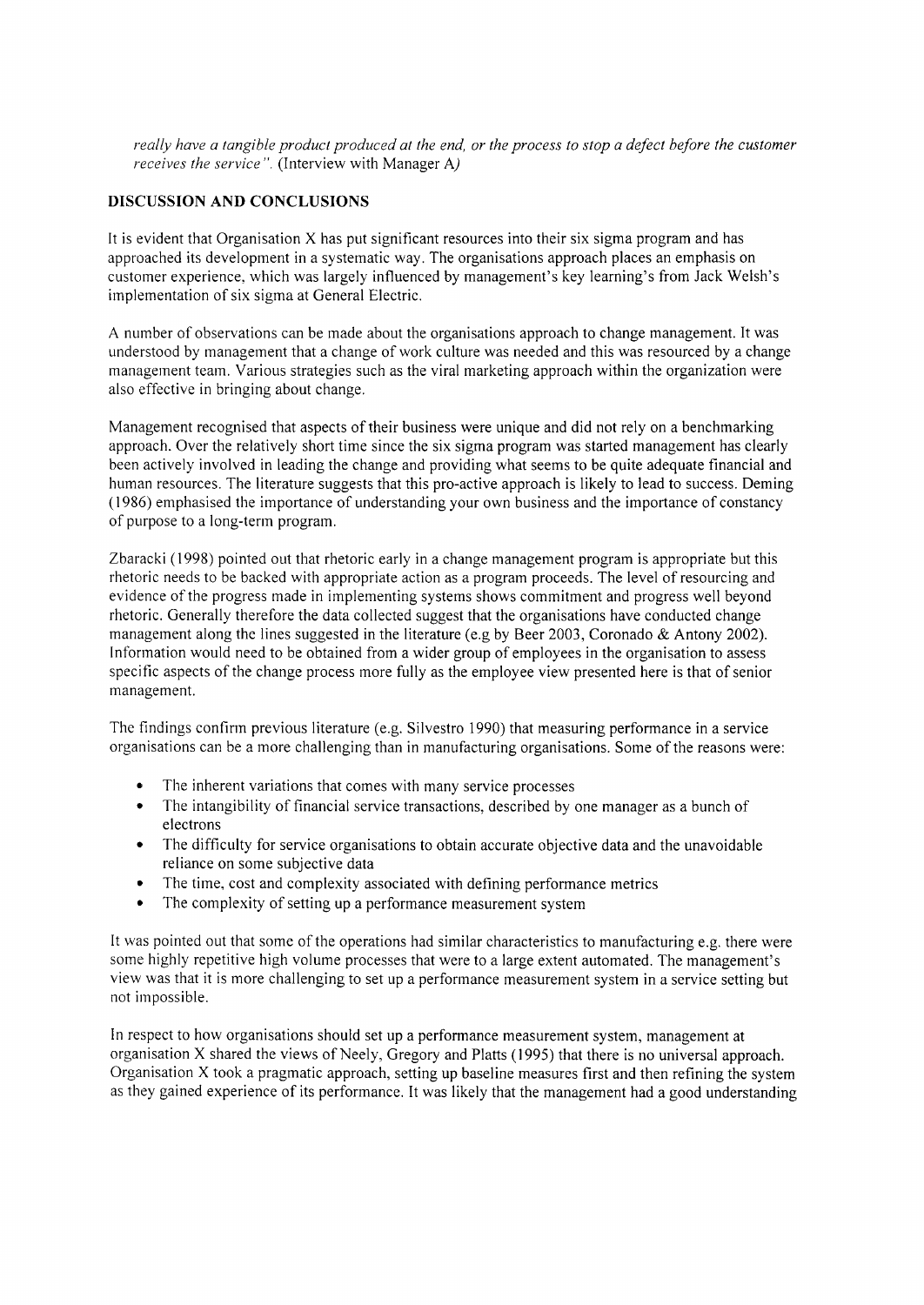*really have a tangible product produced at the end, or the process to stop a defect before the customer receives the service".* (Interview with Manager A*)*

## DISCUSSION AND CONCLUSIONS

It is evident that Organisation X has put significant resources into their six sigma program and has approached its development in a systematic way. The organisations approach places an emphasis on customer experience, which was largely influenced by management's key learning's from Jack Welsh's implementation of six sigma at General Electric.

A number of observations can be made about the organisations approach to change management. It was understood by management that a change of work culture was needed and this was resourced by a change management team. Various strategies such as the viral marketing approach within the organization were also effective in bringing about change.

Management recognised that aspects of their business were unique and did not rely on a benchmarking approach. Over the relatively short time since the six sigma program was started management has clearly been actively involved in leading the change and providing what seems to be quite adequate financial and human resources. The literature suggests that this pro-active approach is likely to lead to success. Deming (1986) emphasised the importance of understanding your own business and the importance of constancy of purpose to a long-term program.

Zbaracki (1998) pointed out that rhetoric early in a change management program is appropriate but this rhetoric needs to be backed with appropriate action as a program proceeds. The level of resourcing and evidence of the progress made in implementing systems shows commitment and progress well beyond rhetoric. Generally therefore the data collected suggest that the organisations have conducted change management along the lines suggested in the literature (e.g by Beer 2003, Coronado & Antony 2002). Information would need to be obtained from a wider group of employees in the organisation to assess specific aspects of the change process more fully as the employee view presented here is that of senior management.

The findings confirm previous literature (e.g. Silvestro 1990) that measuring performance in a service organisations can be a more challenging than in manufacturing organisations. Some of the reasons were:

- The inherent variations that comes with many service processes
- The intangibility of financial service transactions, described by one manager as a bunch of electrons
- The difficulty for service organisations to obtain accurate objective data and the unavoidable reliance on some subjective data
- The time, cost and complexity associated with defining performance metrics
- The complexity of setting up a performance measurement system

It was pointed out that some of the operations had similar characteristics to manufacturing e.g. there were some highly repetitive high volume processes that were to a large extent automated. The management's view was that it is more challenging to set up a performance measurement system in a service setting but not impossible.

In respect to how organisations should set up a performance measurement system, management at organisation X shared the views of Neely, Gregory and Platts (1995) that there is no universal approach. Organisation X took a pragmatic approach, setting up baseline measures first and then refining the system as they gained experience of its performance. It was likely that the management had a good understanding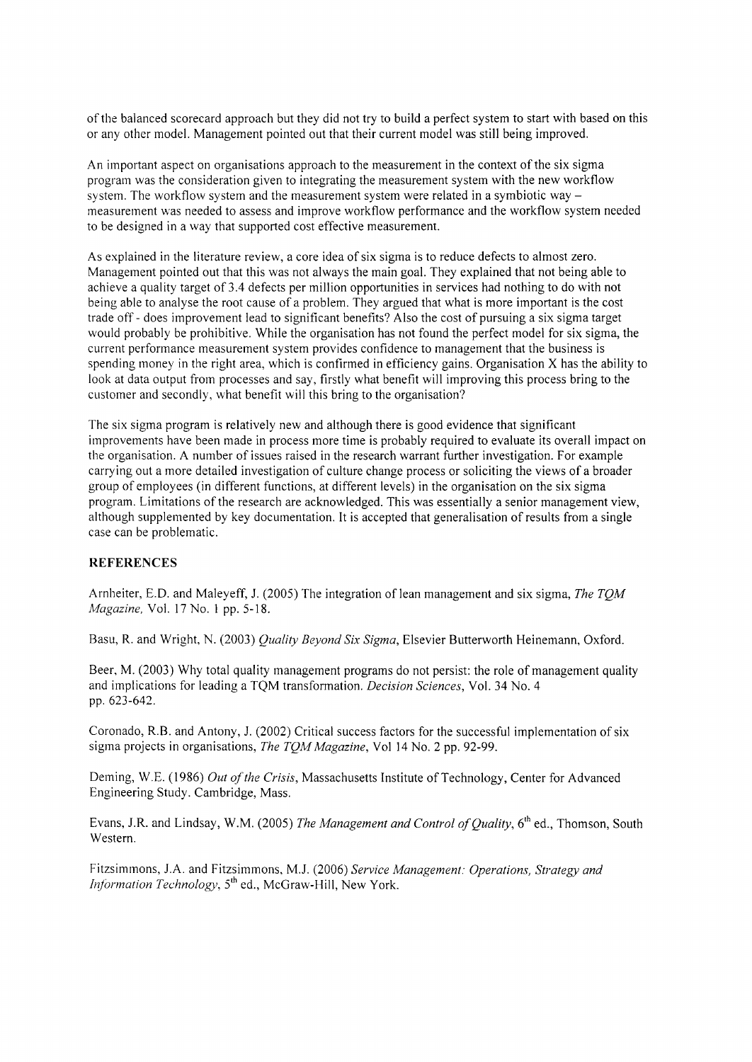of the balanced scorecard approach but they did not try to build a perfect system to start with based on this or any other model. Management pointed out that their current model was still being improved.

An important aspect on organisations approach to the measurement in the context of the six sigma program was the consideration given to integrating the measurement system with the new workflow system. The workflow system and the measurement system were related in a symbiotic way – measurement was needed to assess and improve workflow performance and the workflow system needed to be designed in a way that supported cost effective measurement.

As explained in the literature review, a core idea of six sigma is to reduce defects to almost zero. Management pointed out that this was not always the main goal. They explained that not being able to achieve a quality target of 3.4 defects per million opportunities in services had nothing to do with not being able to analyse the root cause of a problem. They argued that what is more important is the cost trade off - does improvement lead to significant benefits? Also the cost of pursuing a six sigma target would probably be prohibitive. While the organisation has not found the perfect model for six sigma, the current performance measurement system provides confidence to management that the business is spending money in the right area, which is confirmed in efficiency gains. Organisation X has the ability to look at data output from processes and say, firstly what benefit will improving this process bring to the customer and secondly, what benefit will this bring to the organisation?

The six sigma program is relatively new and although there is good evidence that significant improvements have been made in process more time is probably required to evaluate its overall impact on the organisation. A number of issues raised in the research warrant further investigation. For example carrying out a more detailed investigation of culture change process or soliciting the views of a broader group of employees (in different functions, at different levels) in the organisation on the six sigma program. Limitations of the research are acknowledged. This was essentially a senior management view, although supplemented by key documentation. It is accepted that generalisation of results from a single case can be problematic.

## REFERENCES

Arnheiter, E.D. and Maleyeff, J. (2005) The integration of lean management and six sigma, *The TQM Magazine*, Vol. 17 No. 1 pp. 5-18.

Basu, R. and Wright, N. (2003) *Quality Beyond Six Sigma*, Elsevier Butterworth Heinemann, Oxford.

Beer, M. (2003) Why total quality management programs do not persist: the role of management quality and implications for leading a TQM transformation. *Decision Sciences*, Vol. 34 No. 4 pp. 623-642.

Coronado, R.B. and Antony, J. (2002) Critical success factors for the successful implementation of six sigma projects in organisations, *The TQM Magazine*, Vol 14 No. 2 pp. 92-99.

Deming, W.E. (1986) *Out of the Crisis*, Massachusetts Institute of Technology, Center for Advanced Engineering Study. Cambridge, Mass.

Evans, J.R. and Lindsay, W.M. (2005) *The Management and Control of Quality*, 6th ed., Thomson, South Western.

Fitzsimmons, J.A. and Fitzsimmons, M.J. (2006) *Service Management: Operations, Strategy and Information Technology*, 5th ed., McGraw-Hill, New York.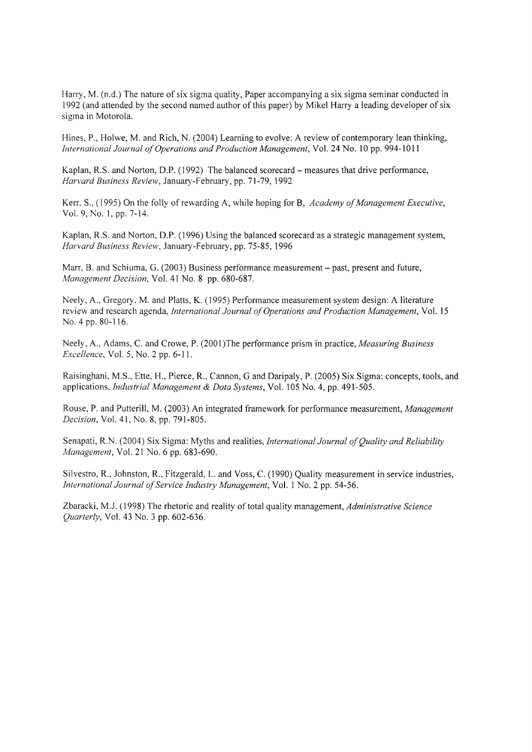Harry, M. (n.d.) The nature of six sigma quality, Paper accompanying a six sigma seminar conducted in 1992 (and attended by the second named author of this paper) by Mikel Harry a leading developer of six sigma in Motorola.

Hines, P., Holwe, M. and Rich, N. (2004) Learning to evolve: A review of contemporary lean thinking, *International Journal of Operations and Production Management*, Vol. 24 No. 10 pp. 994-1011

Kaplan, R.S. and Norton, D.P. (1992) The balanced scorecard – measures that drive performance, *Harvard Business Review*, January-February, pp. 71-79, 1992

Kerr, S., (1995) On the folly of rewarding A, while hoping for B, *Academy of Management Executive*, Vol. 9, No. 1, pp. 7-14.

Kaplan, R.S. and Norton, D.P. (1996) Using the balanced scorecard as a strategic management system, *Harvard Business Review*, January-February, pp. 75-85, 1996

Marr, B. and Schiuma, G. (2003) Business performance measurement – past, present and future, *Management Decision*, Vol. 41 No. 8 pp. 680-687.

Neely, A., Gregory, M. and Platts, K. (1995) Performance measurement system design: A literature review and research agenda, *International Journal of Operations and Production Management*, Vol. 15 No. 4 pp. 80-116.

Neely, A., Adams, C. and Crowe, P. (2001)The performance prism in practice, *Measuring Business Excellence*, Vol. 5, No. 2 pp. 6-11.

Raisinghani, M.S., Ette, H., Pierce, R., Cannon, G and Daripaly, P. (2005) Six Sigma: concepts, tools, and applications, *Industrial Management & Data Systems*, Vol. 105 No. 4, pp. 491-505.

Rouse, P. and Putterill, M. (2003) An integrated framework for performance measurement, *Management Decision*, Vol. 41, No. 8, pp. 791-805.

Senapati, R.N. (2004) Six Sigma: Myths and realities, *International Journal of Quality and Reliability Management*, Vol. 21 No. 6 pp. 683-690.

Silvestro, R., Johnston, R., Fitzgerald, L. and Voss, C. (1990) Quality measurement in service industries, *International Journal of Service Industry Management*, Vol. 1 No. 2 pp. 54-56.

Zbaracki, M.J. (1998) The rhetoric and reality of total quality management, *Administrative Science Quarterly*, Vol. 43 No. 3 pp. 602-636.